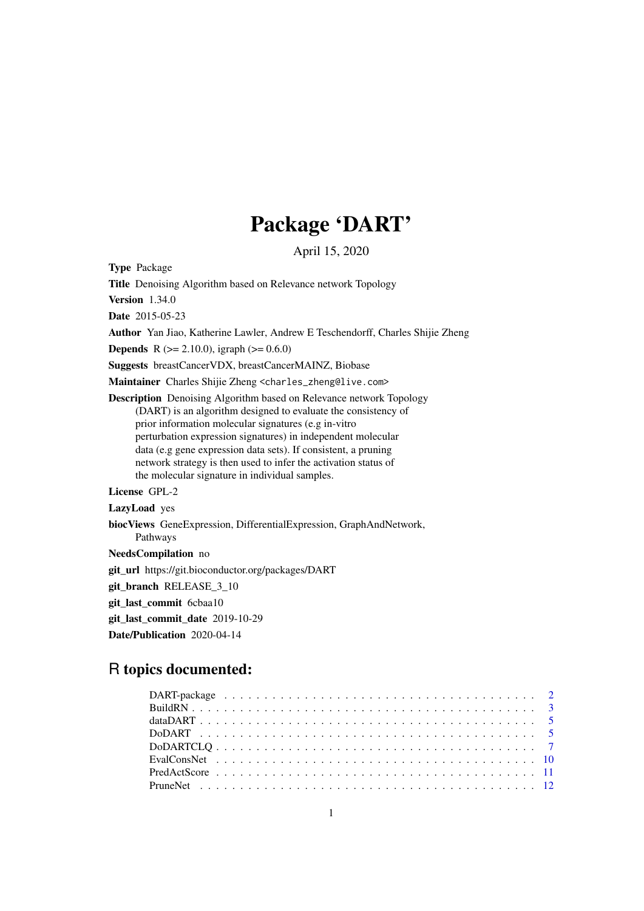# Package 'DART'

April 15, 2020

**Type** Package

**Title** Denoising Algorithm based on Relevance network Topology

**Version** 1.34.0

**Date** 2015-05-23

**Author** Yan Jiao, Katherine Lawler, Andrew E Teschendorff, Charles Shijie Zheng

**Depends** R (>= 2.10.0), igraph (>= 0.6.0)

**Suggests** breastCancerVDX, breastCancerMAINZ, Biobase

**Maintainer** Charles Shijie Zheng <charles_zheng@live.com>

**Description** Denoising Algorithm based on Relevance network Topology (DART) is an algorithm designed to evaluate the consistency of prior information molecular signatures (e.g in-vitro perturbation expression signatures) in independent molecular data (e.g gene expression data sets). If consistent, a pruning network strategy is then used to infer the activation status of the molecular signature in individual samples.

**License** GPL-2

**LazyLoad** yes

**biocViews** GeneExpression, DifferentialExpression, GraphAndNetwork, Pathways

**NeedsCompilation** no

**git_url** https://git.bioconductor.org/packages/DART

**git_branch** RELEASE_3_10

**git_last_commit** 6cbaa10

**git_last_commit_date** 2019-10-29

**Date/Publication** 2020-04-14

## R topics documented:

- DART-package . . . . . . . . . . 2
- BuildRN . . . . . . . . . . 3
- dataDART . . . . . . . . . . 5
- DoDART . . . . . . . . . . 5
- DoDARTCLQ . . . . . . . . . . 7
- EvalConsNet . . . . . . . . . . 10
- PredActScore . . . . . . . . . . 11
- PruneNet . . . . . . . . . . 12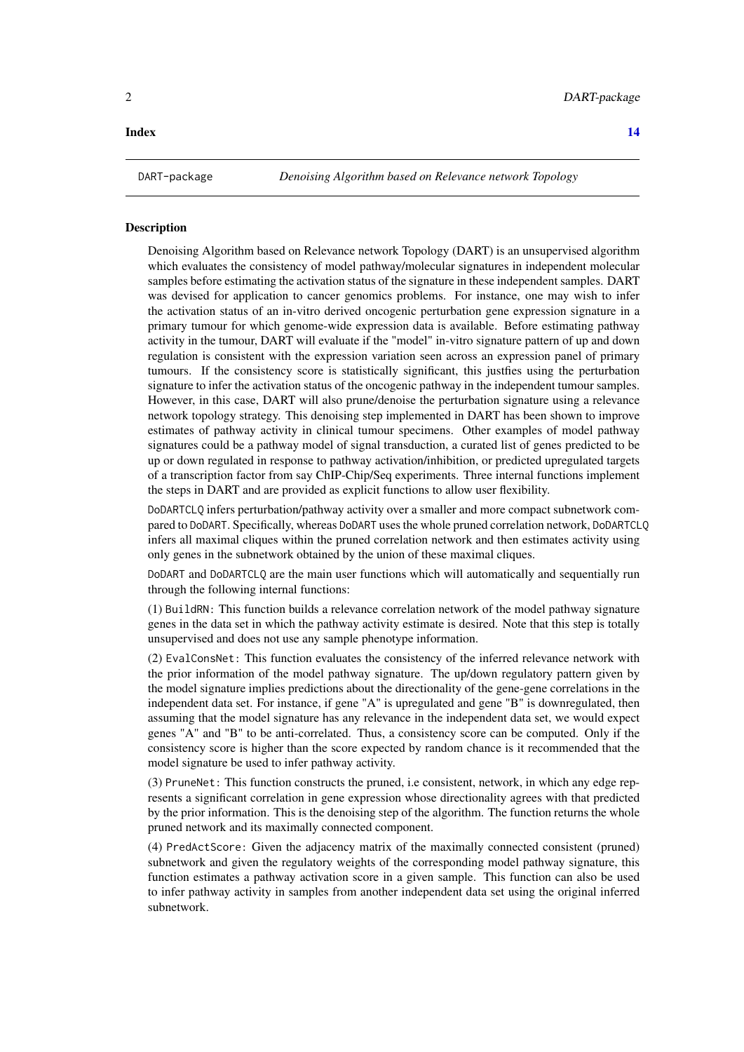**Index** **14**

---

DART-package *Denoising Algorithm based on Relevance network Topology*

---

### Description

Denoising Algorithm based on Relevance network Topology (DART) is an unsupervised algorithm which evaluates the consistency of model pathway/molecular signatures in independent molecular samples before estimating the activation status of the signature in these independent samples. DART was devised for application to cancer genomics problems. For instance, one may wish to infer the activation status of an in-vitro derived oncogenic perturbation gene expression signature in a primary tumour for which genome-wide expression data is available. Before estimating pathway activity in the tumour, DART will evaluate if the "model" in-vitro signature pattern of up and down regulation is consistent with the expression variation seen across an expression panel of primary tumours. If the consistency score is statistically significant, this justfies using the perturbation signature to infer the activation status of the oncogenic pathway in the independent tumour samples. However, in this case, DART will also prune/denoise the perturbation signature using a relevance network topology strategy. This denoising step implemented in DART has been shown to improve estimates of pathway activity in clinical tumour specimens. Other examples of model pathway signatures could be a pathway model of signal transduction, a curated list of genes predicted to be up or down regulated in response to pathway activation/inhibition, or predicted upregulated targets of a transcription factor from say ChIP-Chip/Seq experiments. Three internal functions implement the steps in DART and are provided as explicit functions to allow user flexibility.

`DoDARTCLQ` infers perturbation/pathway activity over a smaller and more compact subnetwork compared to `DoDART`. Specifically, whereas `DoDART` uses the whole pruned correlation network, `DoDARTCLQ` infers all maximal cliques within the pruned correlation network and then estimates activity using only genes in the subnetwork obtained by the union of these maximal cliques.

`DoDART` and `DoDARTCLQ` are the main user functions which will automatically and sequentially run through the following internal functions:

(1) `BuildRN`: This function builds a relevance correlation network of the model pathway signature genes in the data set in which the pathway activity estimate is desired. Note that this step is totally unsupervised and does not use any sample phenotype information.

(2) `EvalConsNet`: This function evaluates the consistency of the inferred relevance network with the prior information of the model pathway signature. The up/down regulatory pattern given by the model signature implies predictions about the directionality of the gene-gene correlations in the independent data set. For instance, if gene "A" is upregulated and gene "B" is downregulated, then assuming that the model signature has any relevance in the independent data set, we would expect genes "A" and "B" to be anti-correlated. Thus, a consistency score can be computed. Only if the consistency score is higher than the score expected by random chance is it recommended that the model signature be used to infer pathway activity.

(3) `PruneNet`: This function constructs the pruned, i.e consistent, network, in which any edge represents a significant correlation in gene expression whose directionality agrees with that predicted by the prior information. This is the denoising step of the algorithm. The function returns the whole pruned network and its maximally connected component.

(4) `PredActScore`: Given the adjacency matrix of the maximally connected consistent (pruned) subnetwork and given the regulatory weights of the corresponding model pathway signature, this function estimates a pathway activation score in a given sample. This function can also be used to infer pathway activity in samples from another independent data set using the original inferred subnetwork.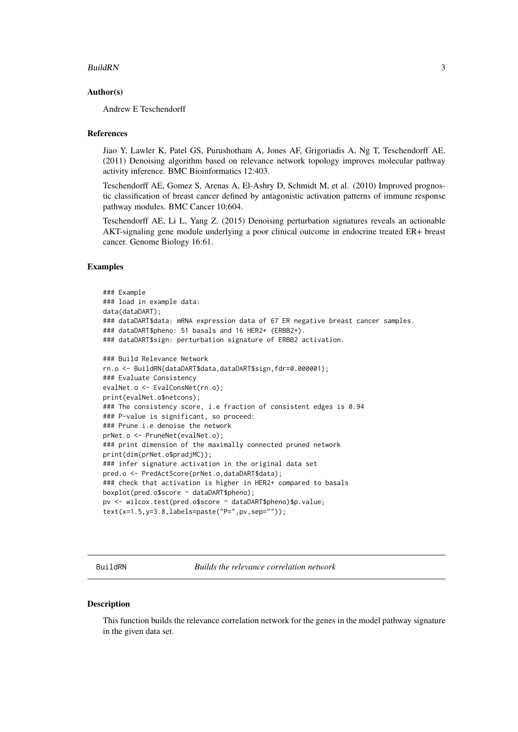### Author(s)

Andrew E Teschendorff

### References

Jiao Y, Lawler K, Patel GS, Purushotham A, Jones AF, Grigoriadis A, Ng T, Teschendorff AE. (2011) Denoising algorithm based on relevance network topology improves molecular pathway activity inference. BMC Bioinformatics 12:403.

Teschendorff AE, Gomez S, Arenas A, El-Ashry D, Schmidt M, et al. (2010) Improved prognostic classification of breast cancer defined by antagonistic activation patterns of immune response pathway modules. BMC Cancer 10:604.

Teschendorff AE, Li L, Yang Z. (2015) Denoising perturbation signatures reveals an actionable AKT-signaling gene module underlying a poor clinical outcome in endocrine treated ER+ breast cancer. Genome Biology 16:61.

### Examples

```
### Example
### load in example data:
data(dataDART);
### dataDART$data: mRNA expression data of 67 ER negative breast cancer samples.
### dataDART$pheno: 51 basals and 16 HER2+ (ERBB2+).
### dataDART$sign: perturbation signature of ERBB2 activation.

### Build Relevance Network
rn.o <- BuildRN(dataDART$data,dataDART$sign,fdr=0.000001);
### Evaluate Consistency
evalNet.o <- EvalConsNet(rn.o);
print(evalNet.o$netcons);
### The consistency score, i.e fraction of consistent edges is 0.94
### P-value is significant, so proceed:
### Prune i.e denoise the network
prNet.o <- PruneNet(evalNet.o);
### print dimension of the maximally connected pruned network
print(dim(prNet.o$pradjMC));
### infer signature activation in the original data set
pred.o <- PredActScore(prNet.o,dataDART$data);
### check that activation is higher in HER2+ compared to basals
boxplot(pred.o$score ~ dataDART$pheno);
pv <- wilcox.test(pred.o$score ~ dataDART$pheno)$p.value;
text(x=1.5,y=3.8,labels=paste("P=",pv,sep=""));
```

---

## BuildRN — *Builds the relevance correlation network*

### Description

This function builds the relevance correlation network for the genes in the model pathway signature in the given data set.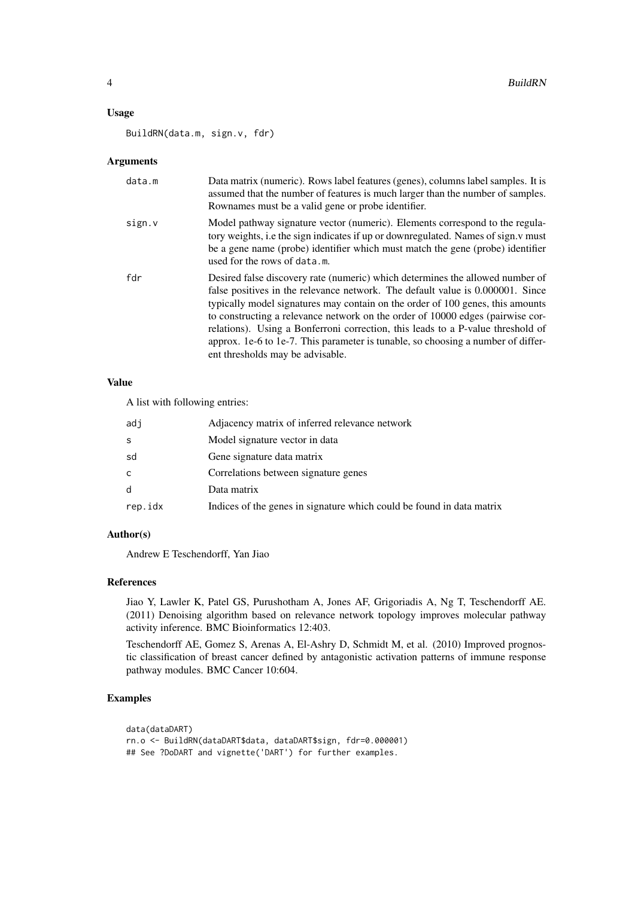## Usage

```
BuildRN(data.m, sign.v, fdr)
```

## Arguments

| | |
|---|---|
| data.m | Data matrix (numeric). Rows label features (genes), columns label samples. It is assumed that the number of features is much larger than the number of samples. Rownames must be a valid gene or probe identifier. |
| sign.v | Model pathway signature vector (numeric). Elements correspond to the regulatory weights, i.e the sign indicates if up or downregulated. Names of sign.v must be a gene name (probe) identifier which must match the gene (probe) identifier used for the rows of data.m. |
| fdr | Desired false discovery rate (numeric) which determines the allowed number of false positives in the relevance network. The default value is 0.000001. Since typically model signatures may contain on the order of 100 genes, this amounts to constructing a relevance network on the order of 10000 edges (pairwise correlations). Using a Bonferroni correction, this leads to a P-value threshold of approx. 1e-6 to 1e-7. This parameter is tunable, so choosing a number of different thresholds may be advisable. |

## Value

A list with following entries:

| | |
|---|---|
| adj | Adjacency matrix of inferred relevance network |
| s | Model signature vector in data |
| sd | Gene signature data matrix |
| c | Correlations between signature genes |
| d | Data matrix |
| rep.idx | Indices of the genes in signature which could be found in data matrix |

## Author(s)

Andrew E Teschendorff, Yan Jiao

## References

Jiao Y, Lawler K, Patel GS, Purushotham A, Jones AF, Grigoriadis A, Ng T, Teschendorff AE. (2011) Denoising algorithm based on relevance network topology improves molecular pathway activity inference. BMC Bioinformatics 12:403.

Teschendorff AE, Gomez S, Arenas A, El-Ashry D, Schmidt M, et al. (2010) Improved prognostic classification of breast cancer defined by antagonistic activation patterns of immune response pathway modules. BMC Cancer 10:604.

## Examples

```
data(dataDART)
rn.o <- BuildRN(dataDART$data, dataDART$sign, fdr=0.000001)
## See ?DoDART and vignette('DART') for further examples.
```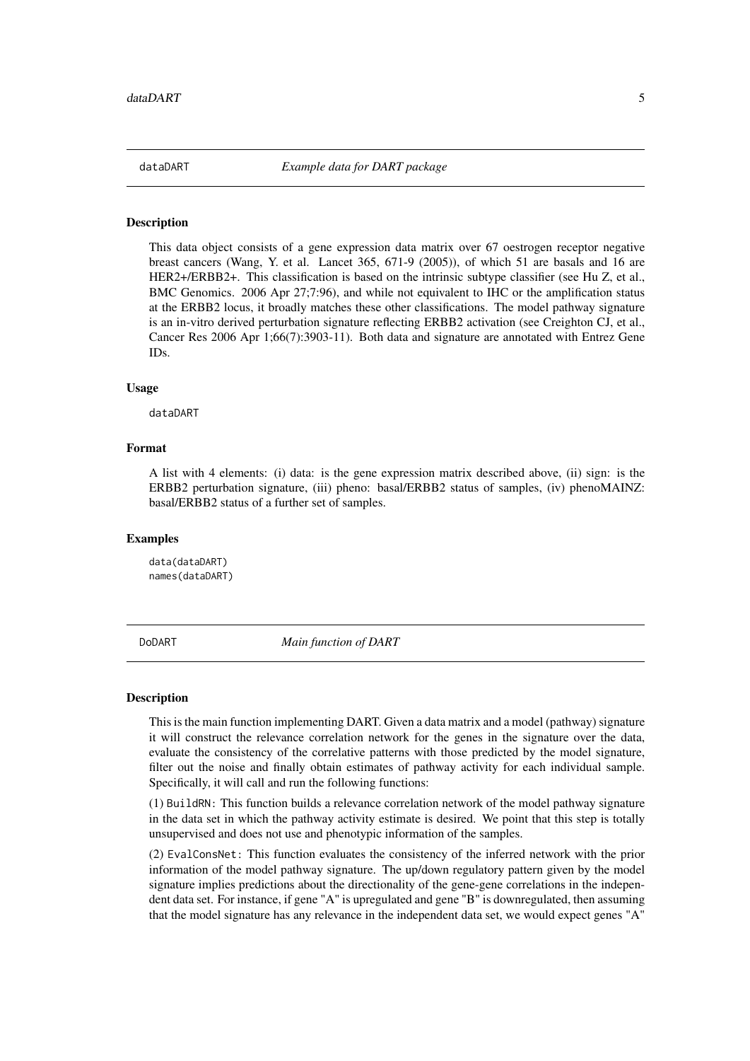## dataDART — *Example data for DART package*

### Description

This data object consists of a gene expression data matrix over 67 oestrogen receptor negative breast cancers (Wang, Y. et al. Lancet 365, 671-9 (2005)), of which 51 are basals and 16 are HER2+/ERBB2+. This classification is based on the intrinsic subtype classifier (see Hu Z, et al., BMC Genomics. 2006 Apr 27;7:96), and while not equivalent to IHC or the amplification status at the ERBB2 locus, it broadly matches these other classifications. The model pathway signature is an in-vitro derived perturbation signature reflecting ERBB2 activation (see Creighton CJ, et al., Cancer Res 2006 Apr 1;66(7):3903-11). Both data and signature are annotated with Entrez Gene IDs.

### Usage

```
dataDART
```

### Format

A list with 4 elements: (i) data: is the gene expression matrix described above, (ii) sign: is the ERBB2 perturbation signature, (iii) pheno: basal/ERBB2 status of samples, (iv) phenoMAINZ: basal/ERBB2 status of a further set of samples.

### Examples

```
data(dataDART)
names(dataDART)
```

## DoDART — *Main function of DART*

### Description

This is the main function implementing DART. Given a data matrix and a model (pathway) signature it will construct the relevance correlation network for the genes in the signature over the data, evaluate the consistency of the correlative patterns with those predicted by the model signature, filter out the noise and finally obtain estimates of pathway activity for each individual sample. Specifically, it will call and run the following functions:

(1) `BuildRN`: This function builds a relevance correlation network of the model pathway signature in the data set in which the pathway activity estimate is desired. We point that this step is totally unsupervised and does not use and phenotypic information of the samples.

(2) `EvalConsNet`: This function evaluates the consistency of the inferred network with the prior information of the model pathway signature. The up/down regulatory pattern given by the model signature implies predictions about the directionality of the gene-gene correlations in the independent data set. For instance, if gene "A" is upregulated and gene "B" is downregulated, then assuming that the model signature has any relevance in the independent data set, we would expect genes "A"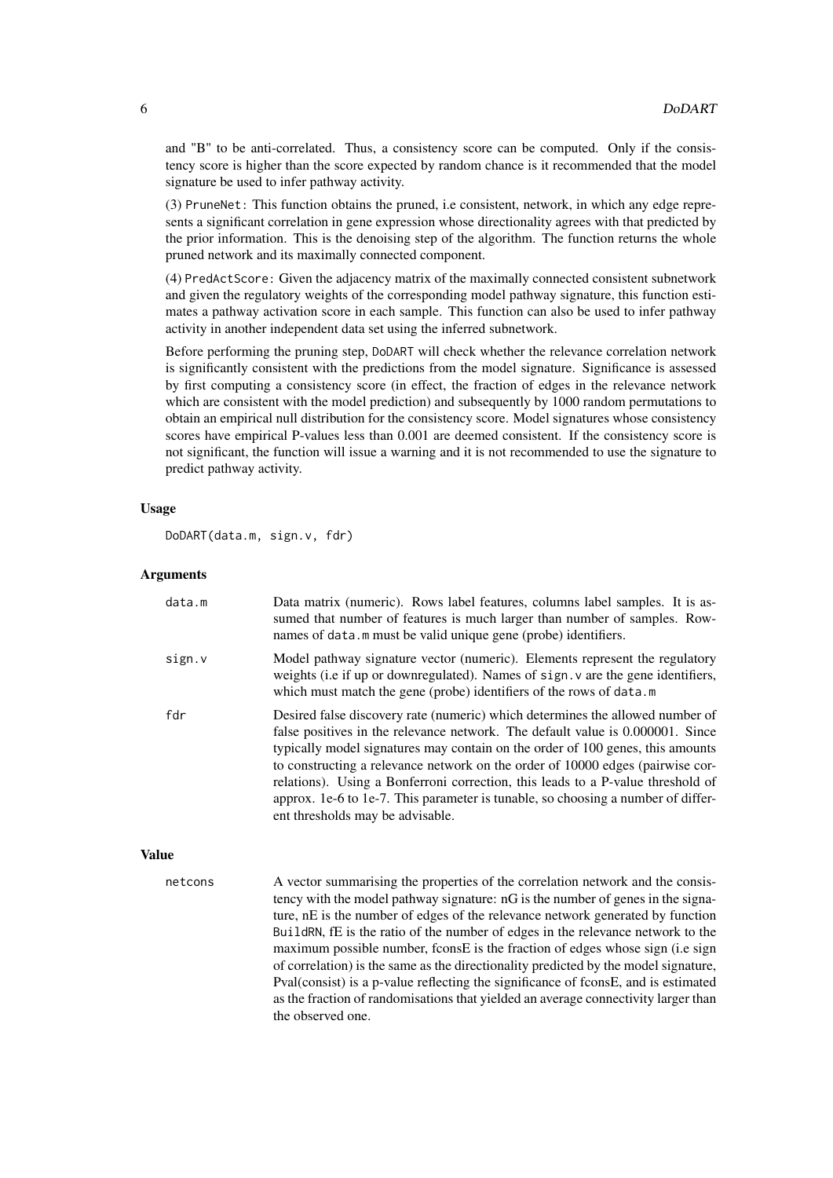and "B" to be anti-correlated. Thus, a consistency score can be computed. Only if the consistency score is higher than the score expected by random chance is it recommended that the model signature be used to infer pathway activity.

(3) `PruneNet`: This function obtains the pruned, i.e consistent, network, in which any edge represents a significant correlation in gene expression whose directionality agrees with that predicted by the prior information. This is the denoising step of the algorithm. The function returns the whole pruned network and its maximally connected component.

(4) `PredActScore`: Given the adjacency matrix of the maximally connected consistent subnetwork and given the regulatory weights of the corresponding model pathway signature, this function estimates a pathway activation score in each sample. This function can also be used to infer pathway activity in another independent data set using the inferred subnetwork.

Before performing the pruning step, `DoDART` will check whether the relevance correlation network is significantly consistent with the predictions from the model signature. Significance is assessed by first computing a consistency score (in effect, the fraction of edges in the relevance network which are consistent with the model prediction) and subsequently by 1000 random permutations to obtain an empirical null distribution for the consistency score. Model signatures whose consistency scores have empirical P-values less than 0.001 are deemed consistent. If the consistency score is not significant, the function will issue a warning and it is not recommended to use the signature to predict pathway activity.

### Usage

```
DoDART(data.m, sign.v, fdr)
```

### Arguments

| | |
|---|---|
| `data.m` | Data matrix (numeric). Rows label features, columns label samples. It is assumed that number of features is much larger than number of samples. Rownames of `data.m` must be valid unique gene (probe) identifiers. |
| `sign.v` | Model pathway signature vector (numeric). Elements represent the regulatory weights (i.e if up or downregulated). Names of `sign.v` are the gene identifiers, which must match the gene (probe) identifiers of the rows of `data.m` |
| `fdr` | Desired false discovery rate (numeric) which determines the allowed number of false positives in the relevance network. The default value is 0.000001. Since typically model signatures may contain on the order of 100 genes, this amounts to constructing a relevance network on the order of 10000 edges (pairwise correlations). Using a Bonferroni correction, this leads to a P-value threshold of approx. 1e-6 to 1e-7. This parameter is tunable, so choosing a number of different thresholds may be advisable. |

### Value

| | |
|---|---|
| `netcons` | A vector summarising the properties of the correlation network and the consistency with the model pathway signature: nG is the number of genes in the signature, nE is the number of edges of the relevance network generated by function `BuildRN`, fE is the ratio of the number of edges in the relevance network to the maximum possible number, fconsE is the fraction of edges whose sign (i.e sign of correlation) is the same as the directionality predicted by the model signature, Pval(consist) is a p-value reflecting the significance of fconsE, and is estimated as the fraction of randomisations that yielded an average connectivity larger than the observed one. |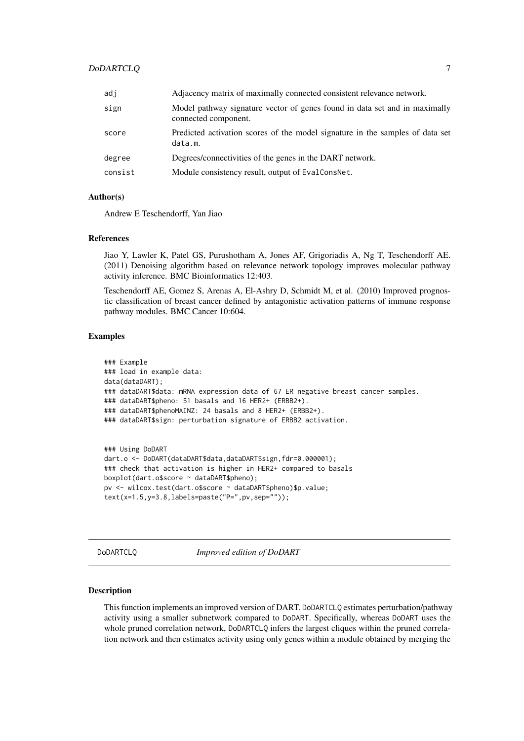| | |
|---|---|
| adj | Adjacency matrix of maximally connected consistent relevance network. |
| sign | Model pathway signature vector of genes found in data set and in maximally connected component. |
| score | Predicted activation scores of the model signature in the samples of data set data.m. |
| degree | Degrees/connectivities of the genes in the DART network. |
| consist | Module consistency result, output of EvalConsNet. |

### Author(s)

Andrew E Teschendorff, Yan Jiao

### References

Jiao Y, Lawler K, Patel GS, Purushotham A, Jones AF, Grigoriadis A, Ng T, Teschendorff AE. (2011) Denoising algorithm based on relevance network topology improves molecular pathway activity inference. BMC Bioinformatics 12:403.

Teschendorff AE, Gomez S, Arenas A, El-Ashry D, Schmidt M, et al. (2010) Improved prognostic classification of breast cancer defined by antagonistic activation patterns of immune response pathway modules. BMC Cancer 10:604.

### Examples

```
### Example
### load in example data:
data(dataDART);
### dataDART$data: mRNA expression data of 67 ER negative breast cancer samples.
### dataDART$pheno: 51 basals and 16 HER2+ (ERBB2+).
### dataDART$phenoMAINZ: 24 basals and 8 HER2+ (ERBB2+).
### dataDART$sign: perturbation signature of ERBB2 activation.


### Using DoDART
dart.o <- DoDART(dataDART$data,dataDART$sign,fdr=0.000001);
### check that activation is higher in HER2+ compared to basals
boxplot(dart.o$score ~ dataDART$pheno);
pv <- wilcox.test(dart.o$score ~ dataDART$pheno)$p.value;
text(x=1.5,y=3.8,labels=paste("P=",pv,sep=""));
```

---

## DoDARTCLQ *Improved edition of DoDART*

---

### Description

This function implements an improved version of DART. DoDARTCLQ estimates perturbation/pathway activity using a smaller subnetwork compared to DoDART. Specifically, whereas DoDART uses the whole pruned correlation network, DoDARTCLQ infers the largest cliques within the pruned correlation network and then estimates activity using only genes within a module obtained by merging the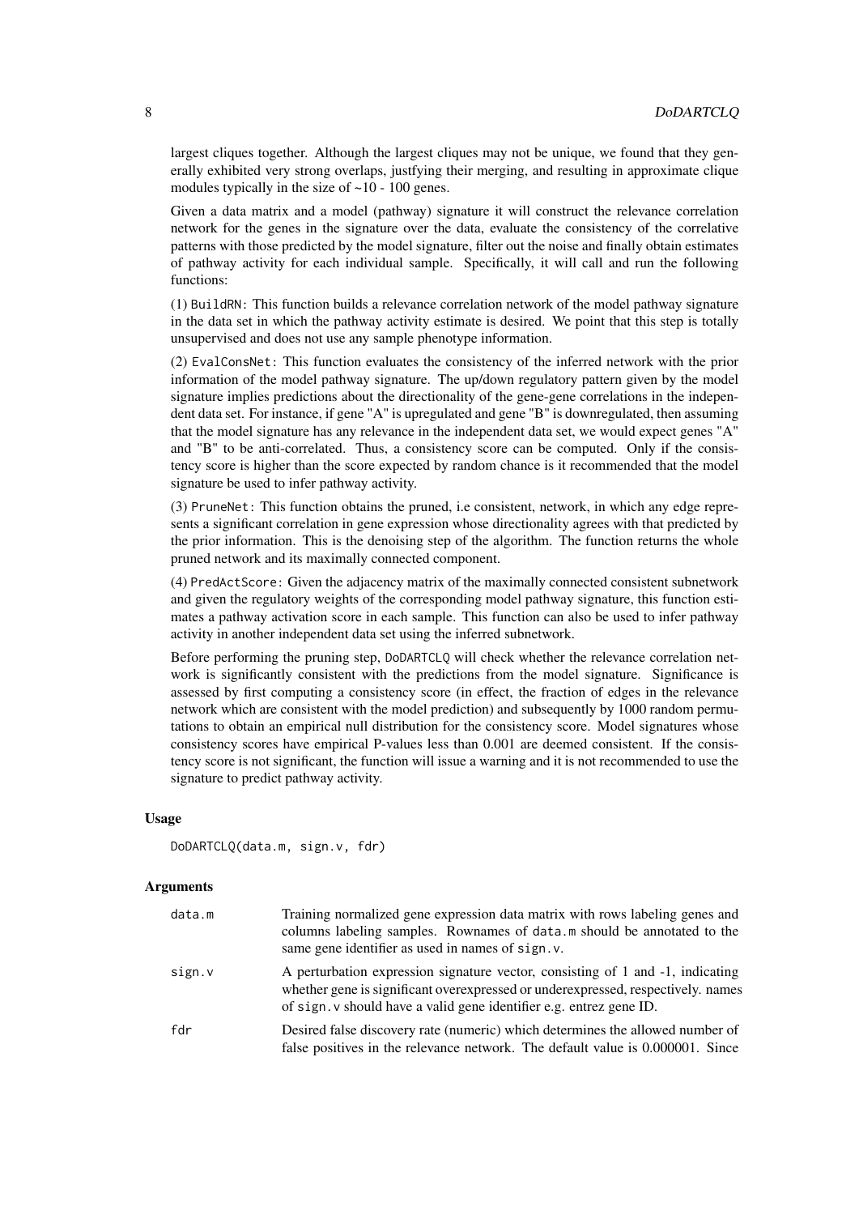largest cliques together. Although the largest cliques may not be unique, we found that they generally exhibited very strong overlaps, justfying their merging, and resulting in approximate clique modules typically in the size of ~10 - 100 genes.

Given a data matrix and a model (pathway) signature it will construct the relevance correlation network for the genes in the signature over the data, evaluate the consistency of the correlative patterns with those predicted by the model signature, filter out the noise and finally obtain estimates of pathway activity for each individual sample. Specifically, it will call and run the following functions:

(1) `BuildRN`: This function builds a relevance correlation network of the model pathway signature in the data set in which the pathway activity estimate is desired. We point that this step is totally unsupervised and does not use any sample phenotype information.

(2) `EvalConsNet`: This function evaluates the consistency of the inferred network with the prior information of the model pathway signature. The up/down regulatory pattern given by the model signature implies predictions about the directionality of the gene-gene correlations in the independent data set. For instance, if gene "A" is upregulated and gene "B" is downregulated, then assuming that the model signature has any relevance in the independent data set, we would expect genes "A" and "B" to be anti-correlated. Thus, a consistency score can be computed. Only if the consistency score is higher than the score expected by random chance is it recommended that the model signature be used to infer pathway activity.

(3) `PruneNet`: This function obtains the pruned, i.e consistent, network, in which any edge represents a significant correlation in gene expression whose directionality agrees with that predicted by the prior information. This is the denoising step of the algorithm. The function returns the whole pruned network and its maximally connected component.

(4) `PredActScore`: Given the adjacency matrix of the maximally connected consistent subnetwork and given the regulatory weights of the corresponding model pathway signature, this function estimates a pathway activation score in each sample. This function can also be used to infer pathway activity in another independent data set using the inferred subnetwork.

Before performing the pruning step, `DoDARTCLQ` will check whether the relevance correlation network is significantly consistent with the predictions from the model signature. Significance is assessed by first computing a consistency score (in effect, the fraction of edges in the relevance network which are consistent with the model prediction) and subsequently by 1000 random permutations to obtain an empirical null distribution for the consistency score. Model signatures whose consistency scores have empirical P-values less than 0.001 are deemed consistent. If the consistency score is not significant, the function will issue a warning and it is not recommended to use the signature to predict pathway activity.

### Usage

```
DoDARTCLQ(data.m, sign.v, fdr)
```

### Arguments

| | |
|---|---|
| `data.m` | Training normalized gene expression data matrix with rows labeling genes and columns labeling samples. Rownames of `data.m` should be annotated to the same gene identifier as used in names of `sign.v`. |
| `sign.v` | A perturbation expression signature vector, consisting of 1 and -1, indicating whether gene is significant overexpressed or underexpressed, respectively. names of `sign.v` should have a valid gene identifier e.g. entrez gene ID. |
| `fdr` | Desired false discovery rate (numeric) which determines the allowed number of false positives in the relevance network. The default value is 0.000001. Since |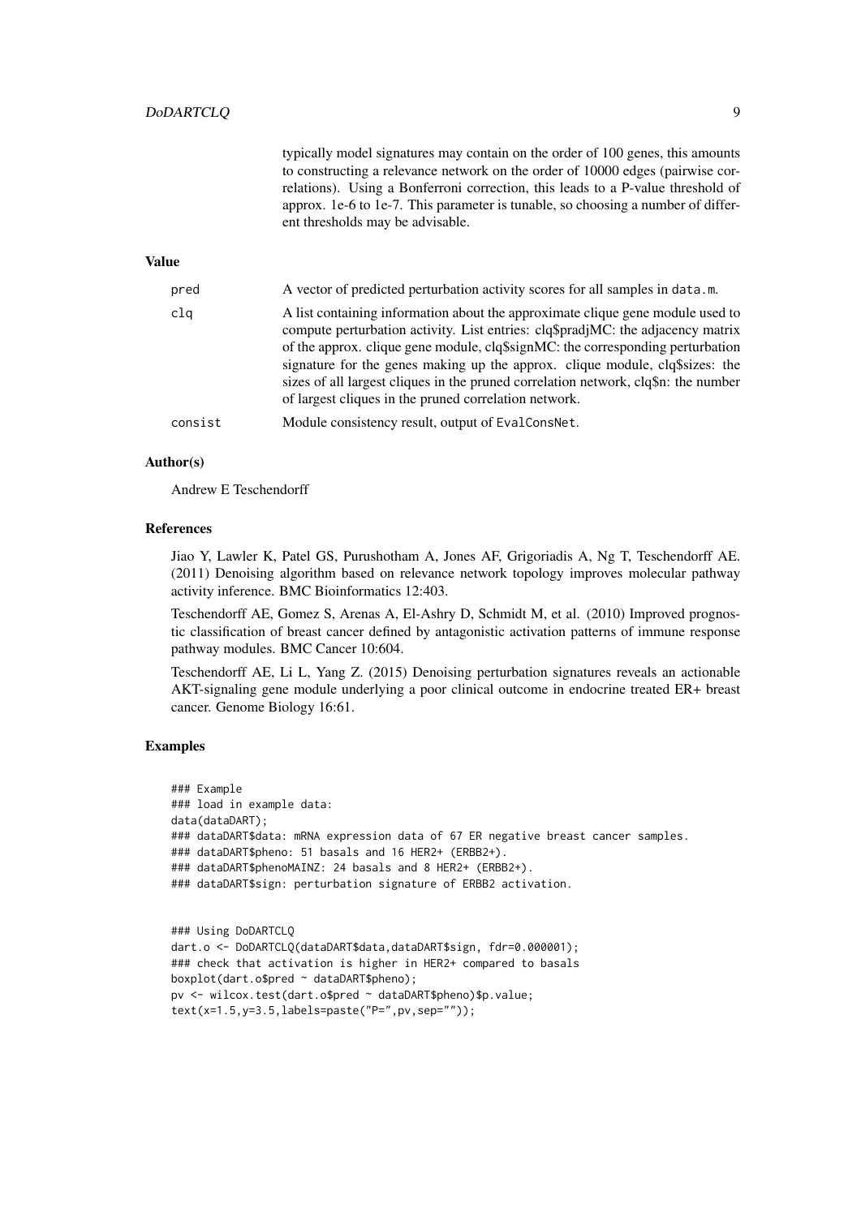typically model signatures may contain on the order of 100 genes, this amounts to constructing a relevance network on the order of 10000 edges (pairwise correlations). Using a Bonferroni correction, this leads to a P-value threshold of approx. 1e-6 to 1e-7. This parameter is tunable, so choosing a number of different thresholds may be advisable.

## Value

| | |
|---|---|
| pred | A vector of predicted perturbation activity scores for all samples in `data.m`. |
| clq | A list containing information about the approximate clique gene module used to compute perturbation activity. List entries: clq$pradjMC: the adjacency matrix of the approx. clique gene module, clq$signMC: the corresponding perturbation signature for the genes making up the approx. clique module, clq$sizes: the sizes of all largest cliques in the pruned correlation network, clq$n: the number of largest cliques in the pruned correlation network. |
| consist | Module consistency result, output of `EvalConsNet`. |

## Author(s)

Andrew E Teschendorff

## References

Jiao Y, Lawler K, Patel GS, Purushotham A, Jones AF, Grigoriadis A, Ng T, Teschendorff AE. (2011) Denoising algorithm based on relevance network topology improves molecular pathway activity inference. BMC Bioinformatics 12:403.

Teschendorff AE, Gomez S, Arenas A, El-Ashry D, Schmidt M, et al. (2010) Improved prognostic classification of breast cancer defined by antagonistic activation patterns of immune response pathway modules. BMC Cancer 10:604.

Teschendorff AE, Li L, Yang Z. (2015) Denoising perturbation signatures reveals an actionable AKT-signaling gene module underlying a poor clinical outcome in endocrine treated ER+ breast cancer. Genome Biology 16:61.

## Examples

```
### Example
### load in example data:
data(dataDART);
### dataDART$data: mRNA expression data of 67 ER negative breast cancer samples.
### dataDART$pheno: 51 basals and 16 HER2+ (ERBB2+).
### dataDART$phenoMAINZ: 24 basals and 8 HER2+ (ERBB2+).
### dataDART$sign: perturbation signature of ERBB2 activation.


### Using DoDARTCLQ
dart.o <- DoDARTCLQ(dataDART$data,dataDART$sign, fdr=0.000001);
### check that activation is higher in HER2+ compared to basals
boxplot(dart.o$pred ~ dataDART$pheno);
pv <- wilcox.test(dart.o$pred ~ dataDART$pheno)$p.value;
text(x=1.5,y=3.5,labels=paste("P=",pv,sep=""));
```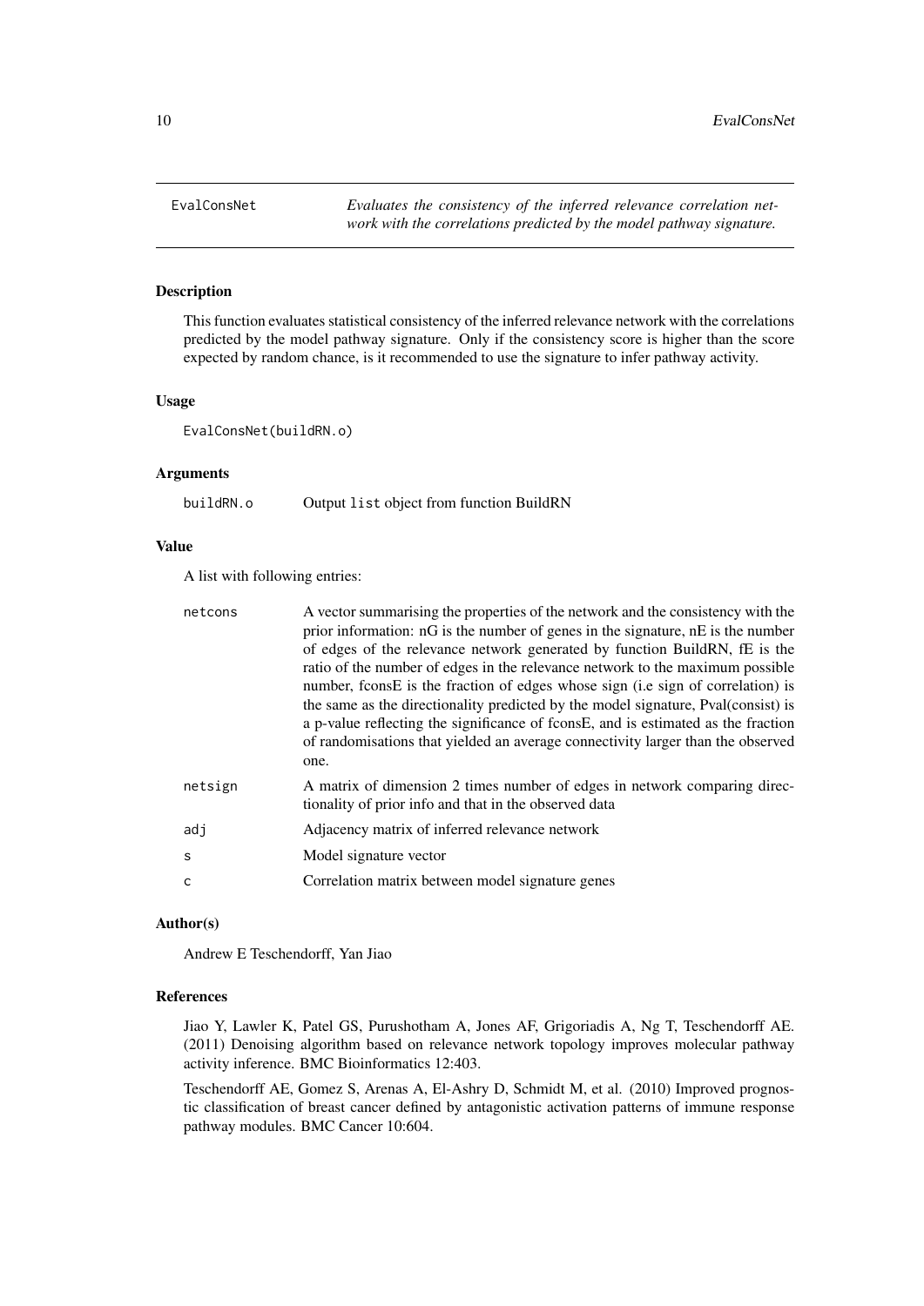## EvalConsNet

*Evaluates the consistency of the inferred relevance correlation network with the correlations predicted by the model pathway signature.*

### Description

This function evaluates statistical consistency of the inferred relevance network with the correlations predicted by the model pathway signature. Only if the consistency score is higher than the score expected by random chance, is it recommended to use the signature to infer pathway activity.

### Usage

```
EvalConsNet(buildRN.o)
```

### Arguments

| | |
|---|---|
| `buildRN.o` | Output `list` object from function BuildRN |

### Value

A list with following entries:

| | |
|---|---|
| `netcons` | A vector summarising the properties of the network and the consistency with the prior information: nG is the number of genes in the signature, nE is the number of edges of the relevance network generated by function BuildRN, fE is the ratio of the number of edges in the relevance network to the maximum possible number, fconsE is the fraction of edges whose sign (i.e sign of correlation) is the same as the directionality predicted by the model signature, Pval(consist) is a p-value reflecting the significance of fconsE, and is estimated as the fraction of randomisations that yielded an average connectivity larger than the observed one. |
| `netsign` | A matrix of dimension 2 times number of edges in network comparing directionality of prior info and that in the observed data |
| `adj` | Adjacency matrix of inferred relevance network |
| `s` | Model signature vector |
| `c` | Correlation matrix between model signature genes |

### Author(s)

Andrew E Teschendorff, Yan Jiao

### References

Jiao Y, Lawler K, Patel GS, Purushotham A, Jones AF, Grigoriadis A, Ng T, Teschendorff AE. (2011) Denoising algorithm based on relevance network topology improves molecular pathway activity inference. BMC Bioinformatics 12:403.

Teschendorff AE, Gomez S, Arenas A, El-Ashry D, Schmidt M, et al. (2010) Improved prognostic classification of breast cancer defined by antagonistic activation patterns of immune response pathway modules. BMC Cancer 10:604.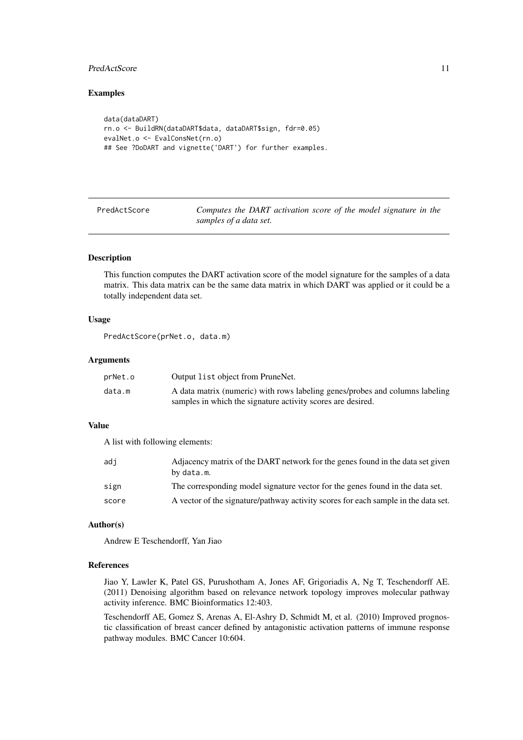## Examples

```
data(dataDART)
rn.o <- BuildRN(dataDART$data, dataDART$sign, fdr=0.05)
evalNet.o <- EvalConsNet(rn.o)
## See ?DoDART and vignette('DART') for further examples.
```

---

# PredActScore

*Computes the DART activation score of the model signature in the samples of a data set.*

---

### Description

This function computes the DART activation score of the model signature for the samples of a data matrix. This data matrix can be the same data matrix in which DART was applied or it could be a totally independent data set.

### Usage

```
PredActScore(prNet.o, data.m)
```

### Arguments

| | |
|---|---|
| prNet.o | Output list object from PruneNet. |
| data.m | A data matrix (numeric) with rows labeling genes/probes and columns labeling samples in which the signature activity scores are desired. |

### Value

A list with following elements:

| | |
|---|---|
| adj | Adjacency matrix of the DART network for the genes found in the data set given by data.m. |
| sign | The corresponding model signature vector for the genes found in the data set. |
| score | A vector of the signature/pathway activity scores for each sample in the data set. |

### Author(s)

Andrew E Teschendorff, Yan Jiao

### References

Jiao Y, Lawler K, Patel GS, Purushotham A, Jones AF, Grigoriadis A, Ng T, Teschendorff AE. (2011) Denoising algorithm based on relevance network topology improves molecular pathway activity inference. BMC Bioinformatics 12:403.

Teschendorff AE, Gomez S, Arenas A, El-Ashry D, Schmidt M, et al. (2010) Improved prognostic classification of breast cancer defined by antagonistic activation patterns of immune response pathway modules. BMC Cancer 10:604.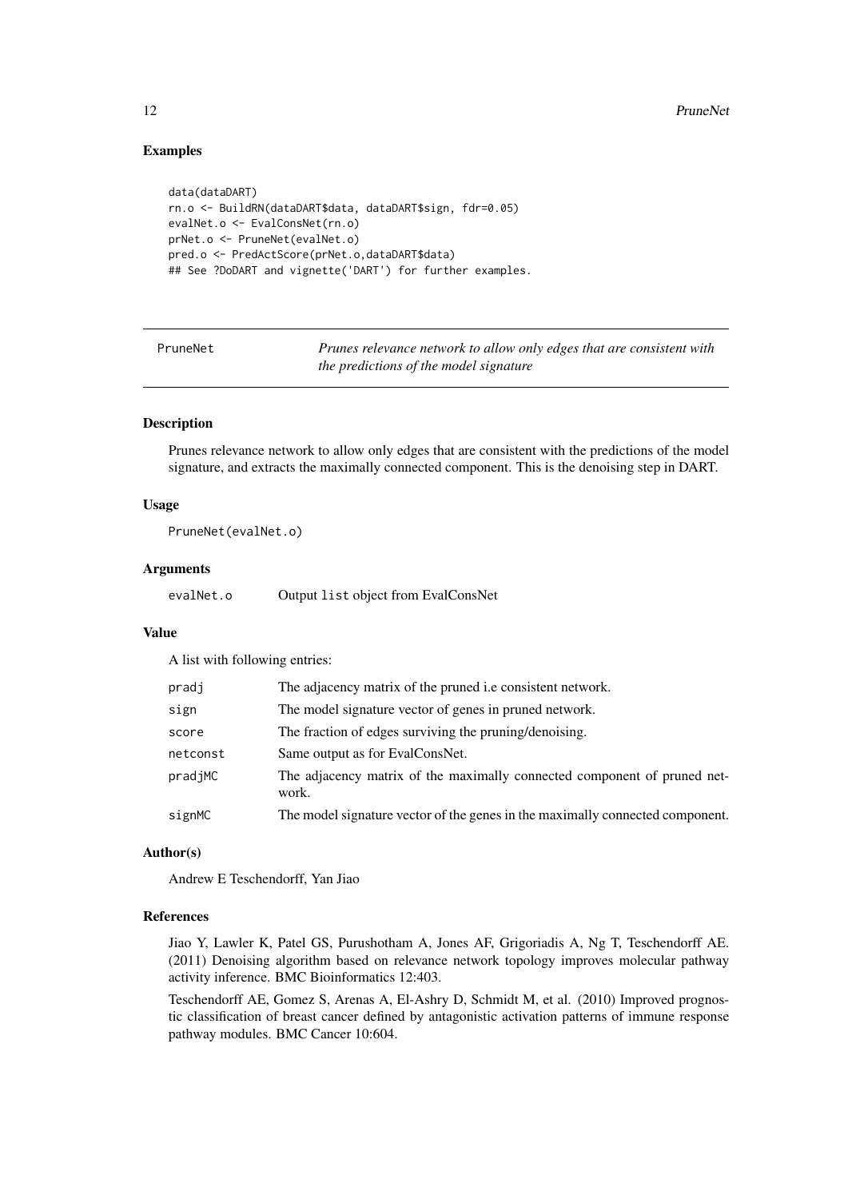### Examples

```
data(dataDART)
rn.o <- BuildRN(dataDART$data, dataDART$sign, fdr=0.05)
evalNet.o <- EvalConsNet(rn.o)
prNet.o <- PruneNet(evalNet.o)
pred.o <- PredActScore(prNet.o,dataDART$data)
## See ?DoDART and vignette('DART') for further examples.
```

---

## PruneNet — *Prunes relevance network to allow only edges that are consistent with the predictions of the model signature*

---

### Description

Prunes relevance network to allow only edges that are consistent with the predictions of the model signature, and extracts the maximally connected component. This is the denoising step in DART.

### Usage

```
PruneNet(evalNet.o)
```

### Arguments

| | |
|---|---|
| evalNet.o | Output list object from EvalConsNet |

### Value

A list with following entries:

| | |
|---|---|
| pradj | The adjacency matrix of the pruned i.e consistent network. |
| sign | The model signature vector of genes in pruned network. |
| score | The fraction of edges surviving the pruning/denoising. |
| netconst | Same output as for EvalConsNet. |
| pradjMC | The adjacency matrix of the maximally connected component of pruned network. |
| signMC | The model signature vector of the genes in the maximally connected component. |

### Author(s)

Andrew E Teschendorff, Yan Jiao

### References

Jiao Y, Lawler K, Patel GS, Purushotham A, Jones AF, Grigoriadis A, Ng T, Teschendorff AE. (2011) Denoising algorithm based on relevance network topology improves molecular pathway activity inference. BMC Bioinformatics 12:403.

Teschendorff AE, Gomez S, Arenas A, El-Ashry D, Schmidt M, et al. (2010) Improved prognostic classification of breast cancer defined by antagonistic activation patterns of immune response pathway modules. BMC Cancer 10:604.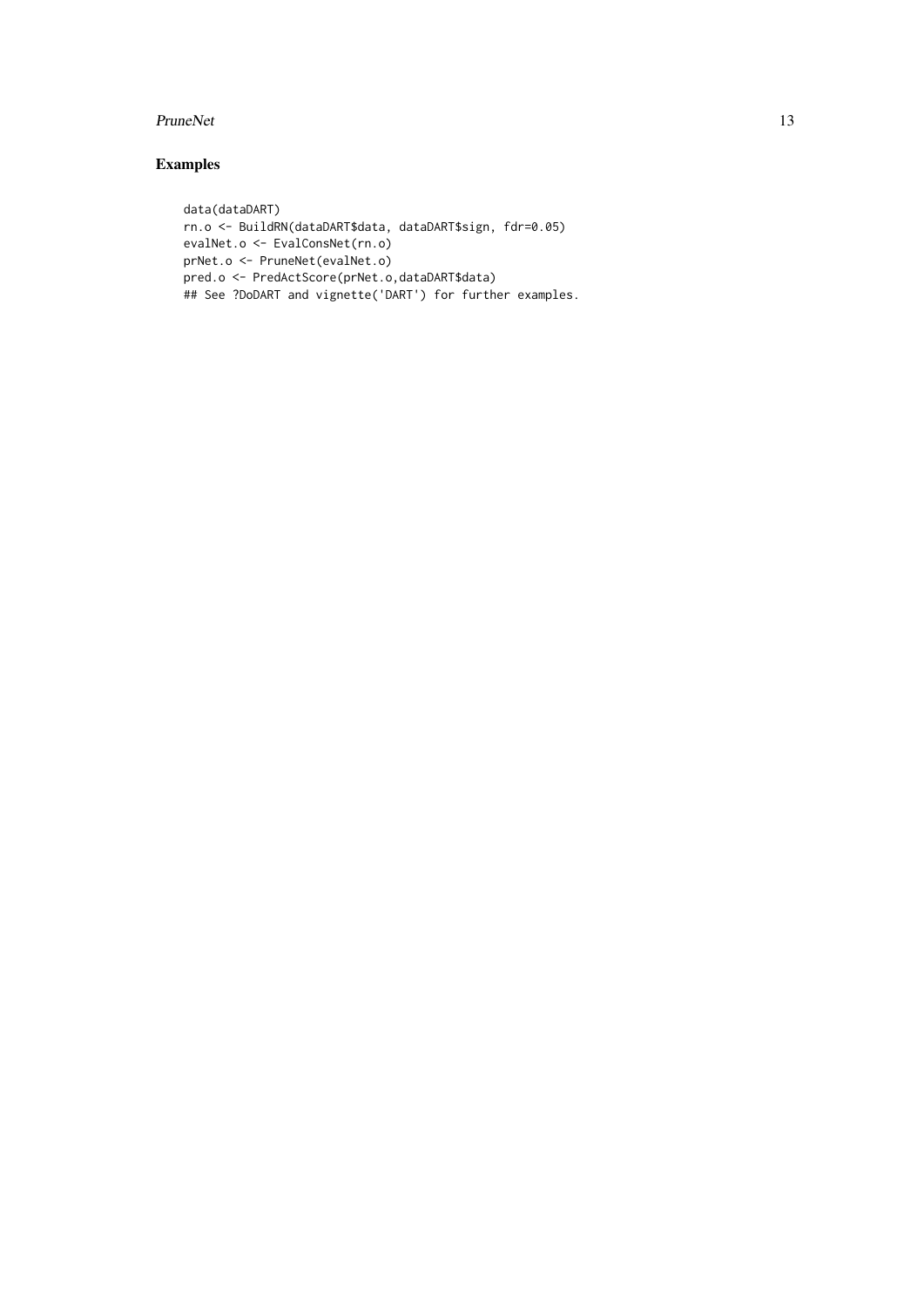## Examples

```
data(dataDART)
rn.o <- BuildRN(dataDART$data, dataDART$sign, fdr=0.05)
evalNet.o <- EvalConsNet(rn.o)
prNet.o <- PruneNet(evalNet.o)
pred.o <- PredActScore(prNet.o,dataDART$data)
## See ?DoDART and vignette('DART') for further examples.
```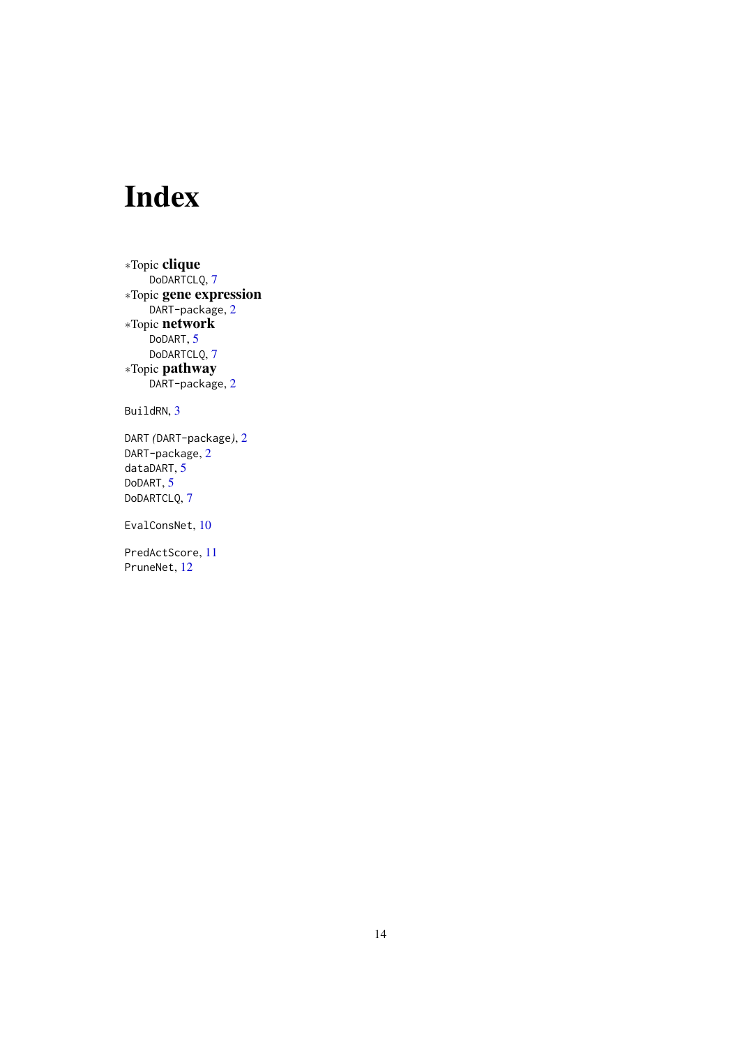# Index

*Topic **clique**
  DoDARTCLQ, 7

*Topic **gene expression**
  DART-package, 2

*Topic **network**
  DoDART, 5
  DoDARTCLQ, 7

*Topic **pathway**
  DART-package, 2

BuildRN, 3

DART *(*DART-package*)*, 2
DART-package, 2
dataDART, 5
DoDART, 5
DoDARTCLQ, 7

EvalConsNet, 10

PredActScore, 11
PruneNet, 12